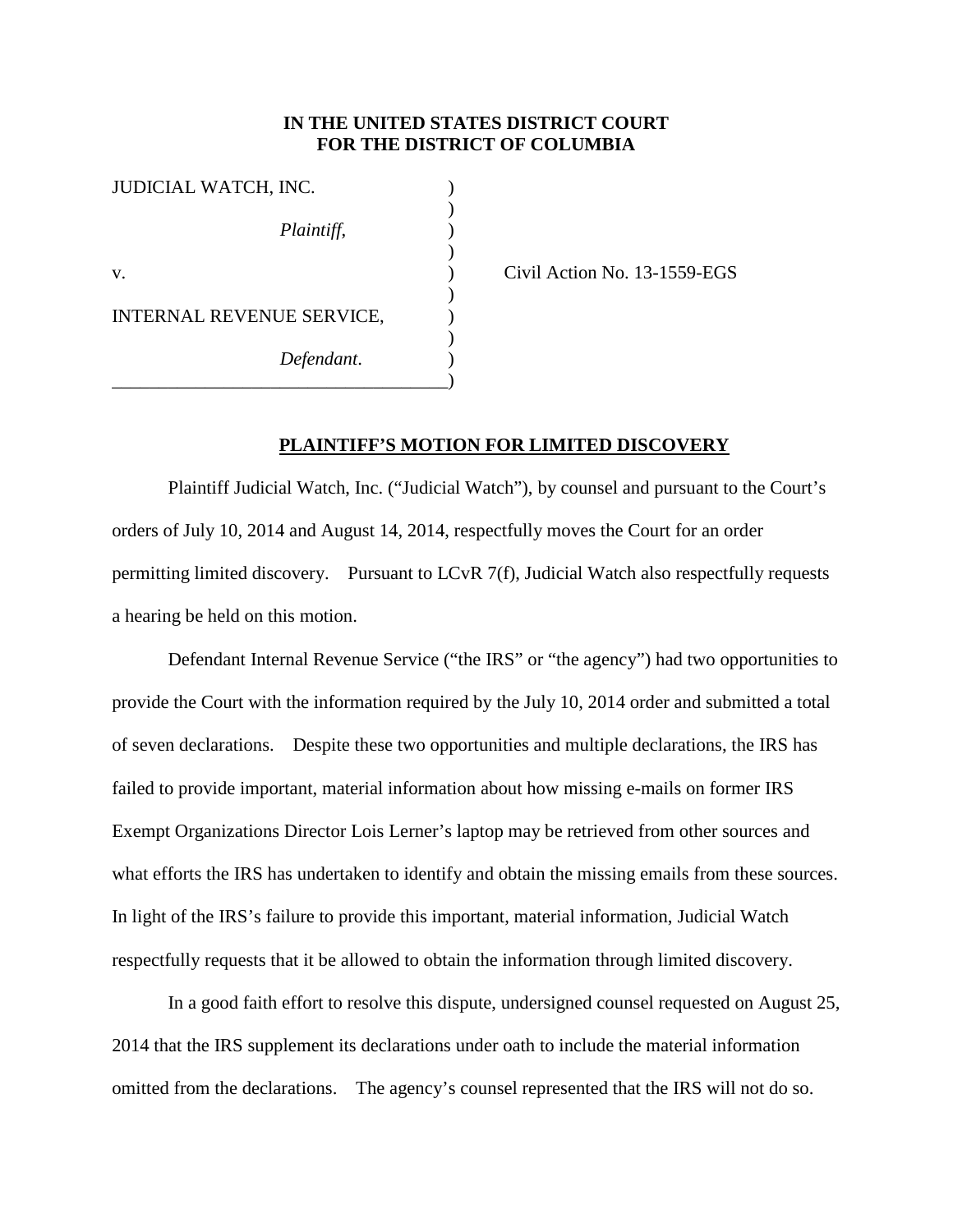**IN THE UNITED STATES DISTRICT COURT**
**FOR THE DISTRICT OF COLUMBIA**

JUDICIAL WATCH, INC. )
)
*Plaintiff*, )
)
v. ) Civil Action No. 13-1559-EGS
)
INTERNAL REVENUE SERVICE, )
)
*Defendant*. )
___________________________________)

**PLAINTIFF'S MOTION FOR LIMITED DISCOVERY**

Plaintiff Judicial Watch, Inc. ("Judicial Watch"), by counsel and pursuant to the Court's orders of July 10, 2014 and August 14, 2014, respectfully moves the Court for an order permitting limited discovery. Pursuant to LCvR 7(f), Judicial Watch also respectfully requests a hearing be held on this motion.

Defendant Internal Revenue Service ("the IRS" or "the agency") had two opportunities to provide the Court with the information required by the July 10, 2014 order and submitted a total of seven declarations. Despite these two opportunities and multiple declarations, the IRS has failed to provide important, material information about how missing e-mails on former IRS Exempt Organizations Director Lois Lerner's laptop may be retrieved from other sources and what efforts the IRS has undertaken to identify and obtain the missing emails from these sources. In light of the IRS's failure to provide this important, material information, Judicial Watch respectfully requests that it be allowed to obtain the information through limited discovery.

In a good faith effort to resolve this dispute, undersigned counsel requested on August 25, 2014 that the IRS supplement its declarations under oath to include the material information omitted from the declarations. The agency's counsel represented that the IRS will not do so.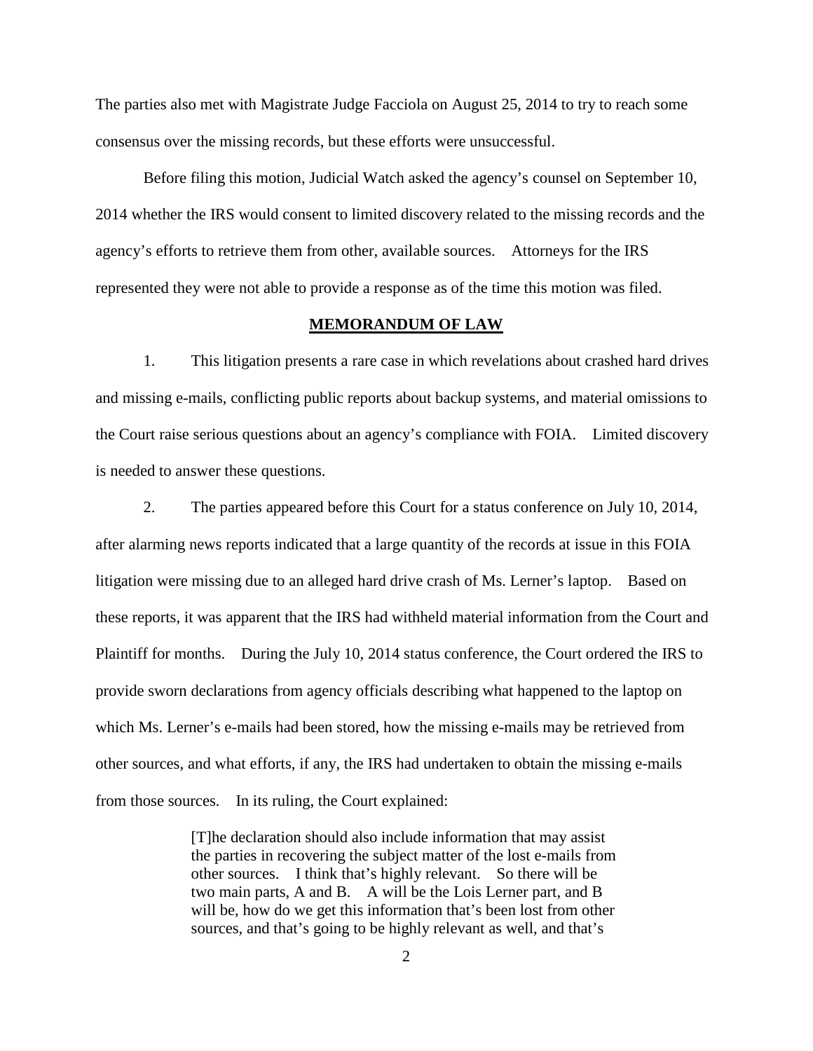The parties also met with Magistrate Judge Facciola on August 25, 2014 to try to reach some consensus over the missing records, but these efforts were unsuccessful.

Before filing this motion, Judicial Watch asked the agency's counsel on September 10, 2014 whether the IRS would consent to limited discovery related to the missing records and the agency's efforts to retrieve them from other, available sources. Attorneys for the IRS represented they were not able to provide a response as of the time this motion was filed.

**MEMORANDUM OF LAW**

1. This litigation presents a rare case in which revelations about crashed hard drives and missing e-mails, conflicting public reports about backup systems, and material omissions to the Court raise serious questions about an agency's compliance with FOIA. Limited discovery is needed to answer these questions.

2. The parties appeared before this Court for a status conference on July 10, 2014, after alarming news reports indicated that a large quantity of the records at issue in this FOIA litigation were missing due to an alleged hard drive crash of Ms. Lerner's laptop. Based on these reports, it was apparent that the IRS had withheld material information from the Court and Plaintiff for months. During the July 10, 2014 status conference, the Court ordered the IRS to provide sworn declarations from agency officials describing what happened to the laptop on which Ms. Lerner's e-mails had been stored, how the missing e-mails may be retrieved from other sources, and what efforts, if any, the IRS had undertaken to obtain the missing e-mails from those sources. In its ruling, the Court explained:

> [T]he declaration should also include information that may assist the parties in recovering the subject matter of the lost e-mails from other sources. I think that's highly relevant. So there will be two main parts, A and B. A will be the Lois Lerner part, and B will be, how do we get this information that's been lost from other sources, and that's going to be highly relevant as well, and that's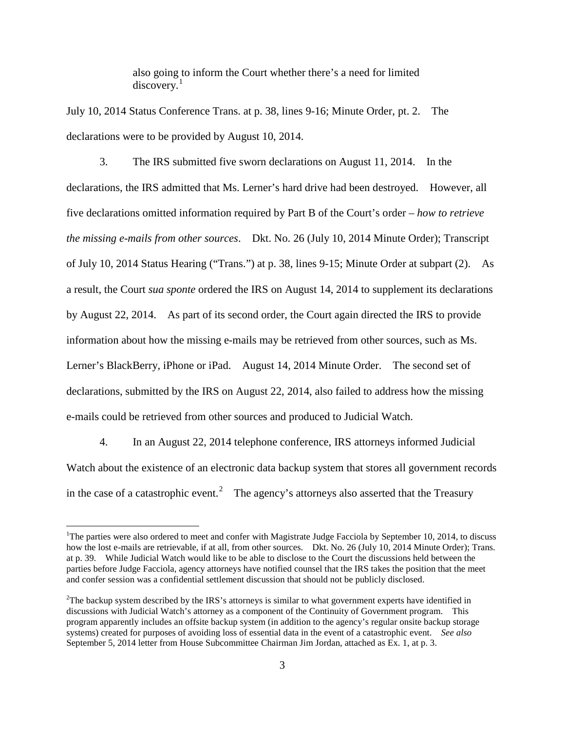> also going to inform the Court whether there's a need for limited discovery.[1]

July 10, 2014 Status Conference Trans. at p. 38, lines 9-16; Minute Order, pt. 2. The declarations were to be provided by August 10, 2014.

3. The IRS submitted five sworn declarations on August 11, 2014. In the declarations, the IRS admitted that Ms. Lerner's hard drive had been destroyed. However, all five declarations omitted information required by Part B of the Court's order – *how to retrieve the missing e-mails from other sources*. Dkt. No. 26 (July 10, 2014 Minute Order); Transcript of July 10, 2014 Status Hearing ("Trans.") at p. 38, lines 9-15; Minute Order at subpart (2). As a result, the Court *sua sponte* ordered the IRS on August 14, 2014 to supplement its declarations by August 22, 2014. As part of its second order, the Court again directed the IRS to provide information about how the missing e-mails may be retrieved from other sources, such as Ms. Lerner's BlackBerry, iPhone or iPad. August 14, 2014 Minute Order. The second set of declarations, submitted by the IRS on August 22, 2014, also failed to address how the missing e-mails could be retrieved from other sources and produced to Judicial Watch.

4. In an August 22, 2014 telephone conference, IRS attorneys informed Judicial Watch about the existence of an electronic data backup system that stores all government records in the case of a catastrophic event.[2] The agency's attorneys also asserted that the Treasury

---

[1]The parties were also ordered to meet and confer with Magistrate Judge Facciola by September 10, 2014, to discuss how the lost e-mails are retrievable, if at all, from other sources. Dkt. No. 26 (July 10, 2014 Minute Order); Trans. at p. 39. While Judicial Watch would like to be able to disclose to the Court the discussions held between the parties before Judge Facciola, agency attorneys have notified counsel that the IRS takes the position that the meet and confer session was a confidential settlement discussion that should not be publicly disclosed.

[2]The backup system described by the IRS's attorneys is similar to what government experts have identified in discussions with Judicial Watch's attorney as a component of the Continuity of Government program. This program apparently includes an offsite backup system (in addition to the agency's regular onsite backup storage systems) created for purposes of avoiding loss of essential data in the event of a catastrophic event. *See also* September 5, 2014 letter from House Subcommittee Chairman Jim Jordan, attached as Ex. 1, at p. 3.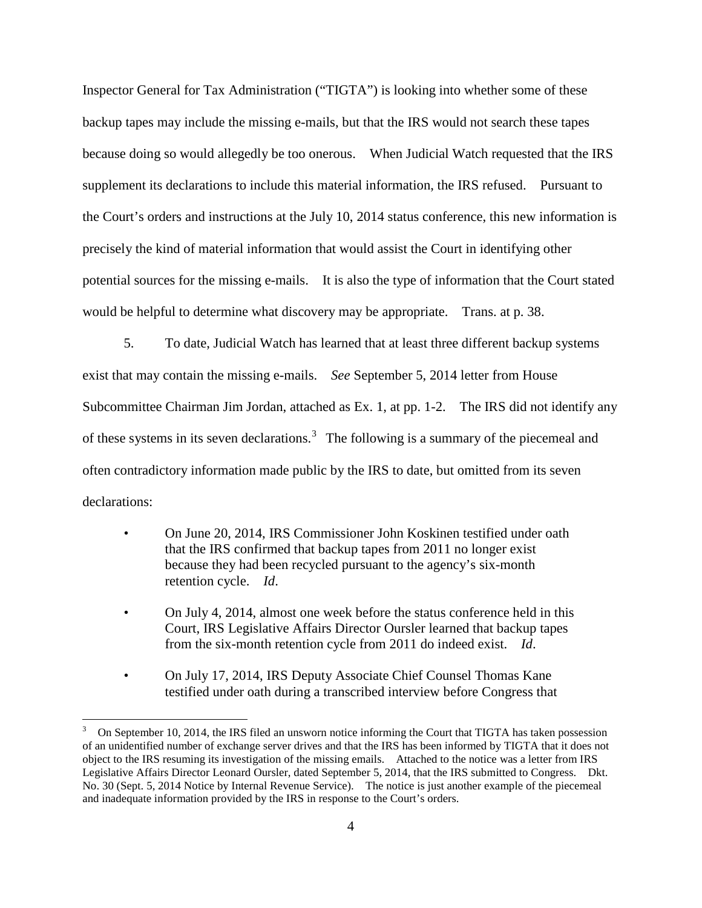Inspector General for Tax Administration ("TIGTA") is looking into whether some of these backup tapes may include the missing e-mails, but that the IRS would not search these tapes because doing so would allegedly be too onerous. When Judicial Watch requested that the IRS supplement its declarations to include this material information, the IRS refused. Pursuant to the Court's orders and instructions at the July 10, 2014 status conference, this new information is precisely the kind of material information that would assist the Court in identifying other potential sources for the missing e-mails. It is also the type of information that the Court stated would be helpful to determine what discovery may be appropriate. Trans. at p. 38.

5. To date, Judicial Watch has learned that at least three different backup systems exist that may contain the missing e-mails. *See* September 5, 2014 letter from House Subcommittee Chairman Jim Jordan, attached as Ex. 1, at pp. 1-2. The IRS did not identify any of these systems in its seven declarations.[3] The following is a summary of the piecemeal and often contradictory information made public by the IRS to date, but omitted from its seven declarations:

- On June 20, 2014, IRS Commissioner John Koskinen testified under oath that the IRS confirmed that backup tapes from 2011 no longer exist because they had been recycled pursuant to the agency's six-month retention cycle. *Id*.
- On July 4, 2014, almost one week before the status conference held in this Court, IRS Legislative Affairs Director Oursler learned that backup tapes from the six-month retention cycle from 2011 do indeed exist. *Id*.
- On July 17, 2014, IRS Deputy Associate Chief Counsel Thomas Kane testified under oath during a transcribed interview before Congress that

[3] On September 10, 2014, the IRS filed an unsworn notice informing the Court that TIGTA has taken possession of an unidentified number of exchange server drives and that the IRS has been informed by TIGTA that it does not object to the IRS resuming its investigation of the missing emails. Attached to the notice was a letter from IRS Legislative Affairs Director Leonard Oursler, dated September 5, 2014, that the IRS submitted to Congress. Dkt. No. 30 (Sept. 5, 2014 Notice by Internal Revenue Service). The notice is just another example of the piecemeal and inadequate information provided by the IRS in response to the Court's orders.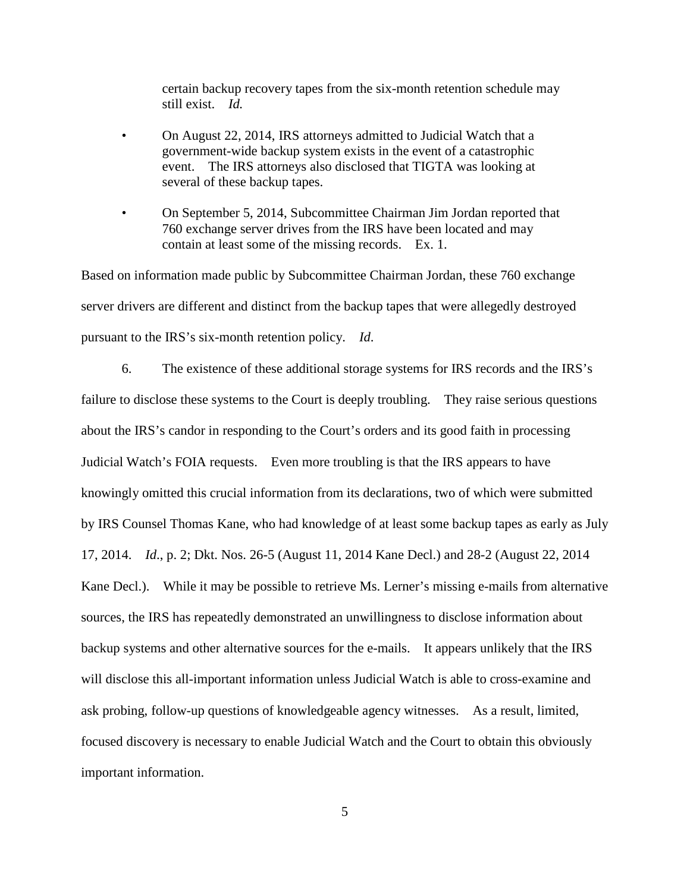certain backup recovery tapes from the six-month retention schedule may still exist. *Id.*

- On August 22, 2014, IRS attorneys admitted to Judicial Watch that a government-wide backup system exists in the event of a catastrophic event. The IRS attorneys also disclosed that TIGTA was looking at several of these backup tapes.
- On September 5, 2014, Subcommittee Chairman Jim Jordan reported that 760 exchange server drives from the IRS have been located and may contain at least some of the missing records. Ex. 1.

Based on information made public by Subcommittee Chairman Jordan, these 760 exchange server drivers are different and distinct from the backup tapes that were allegedly destroyed pursuant to the IRS's six-month retention policy. *Id*.

6. The existence of these additional storage systems for IRS records and the IRS's failure to disclose these systems to the Court is deeply troubling. They raise serious questions about the IRS's candor in responding to the Court's orders and its good faith in processing Judicial Watch's FOIA requests. Even more troubling is that the IRS appears to have knowingly omitted this crucial information from its declarations, two of which were submitted by IRS Counsel Thomas Kane, who had knowledge of at least some backup tapes as early as July 17, 2014. *Id*., p. 2; Dkt. Nos. 26-5 (August 11, 2014 Kane Decl.) and 28-2 (August 22, 2014 Kane Decl.). While it may be possible to retrieve Ms. Lerner's missing e-mails from alternative sources, the IRS has repeatedly demonstrated an unwillingness to disclose information about backup systems and other alternative sources for the e-mails. It appears unlikely that the IRS will disclose this all-important information unless Judicial Watch is able to cross-examine and ask probing, follow-up questions of knowledgeable agency witnesses. As a result, limited, focused discovery is necessary to enable Judicial Watch and the Court to obtain this obviously important information.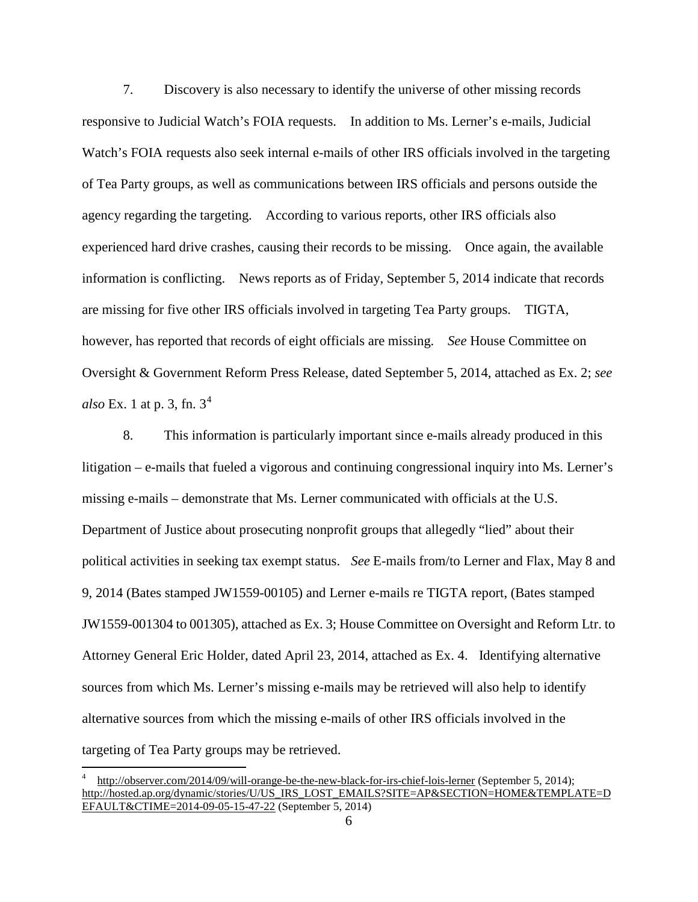7. Discovery is also necessary to identify the universe of other missing records responsive to Judicial Watch's FOIA requests. In addition to Ms. Lerner's e-mails, Judicial Watch's FOIA requests also seek internal e-mails of other IRS officials involved in the targeting of Tea Party groups, as well as communications between IRS officials and persons outside the agency regarding the targeting. According to various reports, other IRS officials also experienced hard drive crashes, causing their records to be missing. Once again, the available information is conflicting. News reports as of Friday, September 5, 2014 indicate that records are missing for five other IRS officials involved in targeting Tea Party groups. TIGTA, however, has reported that records of eight officials are missing. *See* House Committee on Oversight & Government Reform Press Release, dated September 5, 2014, attached as Ex. 2; *see also* Ex. 1 at p. 3, fn. 3[4]

8. This information is particularly important since e-mails already produced in this litigation – e-mails that fueled a vigorous and continuing congressional inquiry into Ms. Lerner's missing e-mails – demonstrate that Ms. Lerner communicated with officials at the U.S. Department of Justice about prosecuting nonprofit groups that allegedly "lied" about their political activities in seeking tax exempt status. *See* E-mails from/to Lerner and Flax, May 8 and 9, 2014 (Bates stamped JW1559-00105) and Lerner e-mails re TIGTA report, (Bates stamped JW1559-001304 to 001305), attached as Ex. 3; House Committee on Oversight and Reform Ltr. to Attorney General Eric Holder, dated April 23, 2014, attached as Ex. 4. Identifying alternative sources from which Ms. Lerner's missing e-mails may be retrieved will also help to identify alternative sources from which the missing e-mails of other IRS officials involved in the targeting of Tea Party groups may be retrieved.

---

[4] http://observer.com/2014/09/will-orange-be-the-new-black-for-irs-chief-lois-lerner (September 5, 2014); http://hosted.ap.org/dynamic/stories/U/US_IRS_LOST_EMAILS?SITE=AP&SECTION=HOME&TEMPLATE=DEFAULT&CTIME=2014-09-05-15-47-22 (September 5, 2014)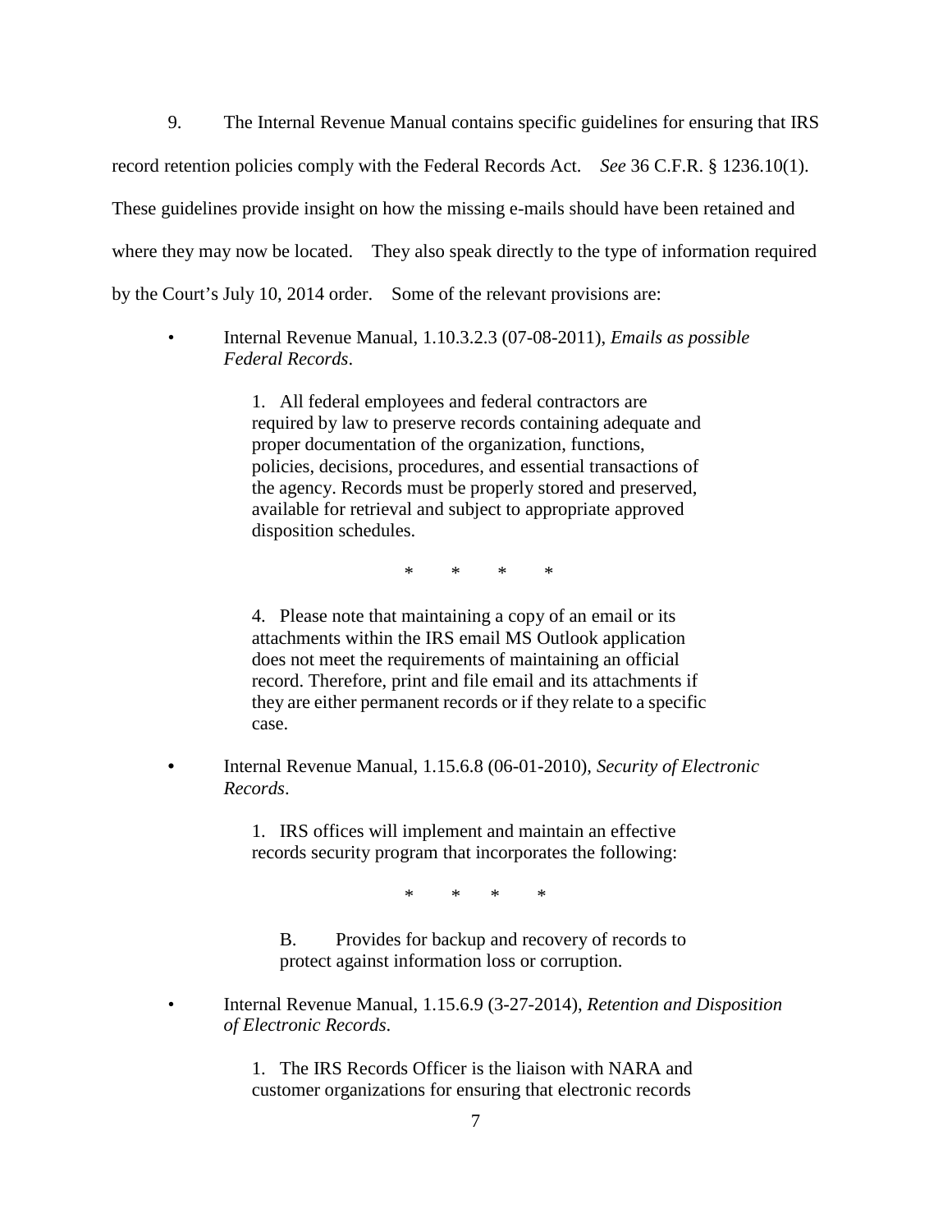9. The Internal Revenue Manual contains specific guidelines for ensuring that IRS record retention policies comply with the Federal Records Act. *See* 36 C.F.R. § 1236.10(1). These guidelines provide insight on how the missing e-mails should have been retained and where they may now be located. They also speak directly to the type of information required by the Court's July 10, 2014 order. Some of the relevant provisions are:

- Internal Revenue Manual, 1.10.3.2.3 (07-08-2011), *Emails as possible Federal Records*.

  > 1. All federal employees and federal contractors are required by law to preserve records containing adequate and proper documentation of the organization, functions, policies, decisions, procedures, and essential transactions of the agency. Records must be properly stored and preserved, available for retrieval and subject to appropriate approved disposition schedules.
  >
  > \* \* \* \*
  >
  > 4. Please note that maintaining a copy of an email or its attachments within the IRS email MS Outlook application does not meet the requirements of maintaining an official record. Therefore, print and file email and its attachments if they are either permanent records or if they relate to a specific case.

- Internal Revenue Manual, 1.15.6.8 (06-01-2010), *Security of Electronic Records*.

  > 1. IRS offices will implement and maintain an effective records security program that incorporates the following:
  >
  > \* \* \* \*
  >
  > B. Provides for backup and recovery of records to protect against information loss or corruption.

- Internal Revenue Manual, 1.15.6.9 (3-27-2014), *Retention and Disposition of Electronic Records*.

  > 1. The IRS Records Officer is the liaison with NARA and customer organizations for ensuring that electronic records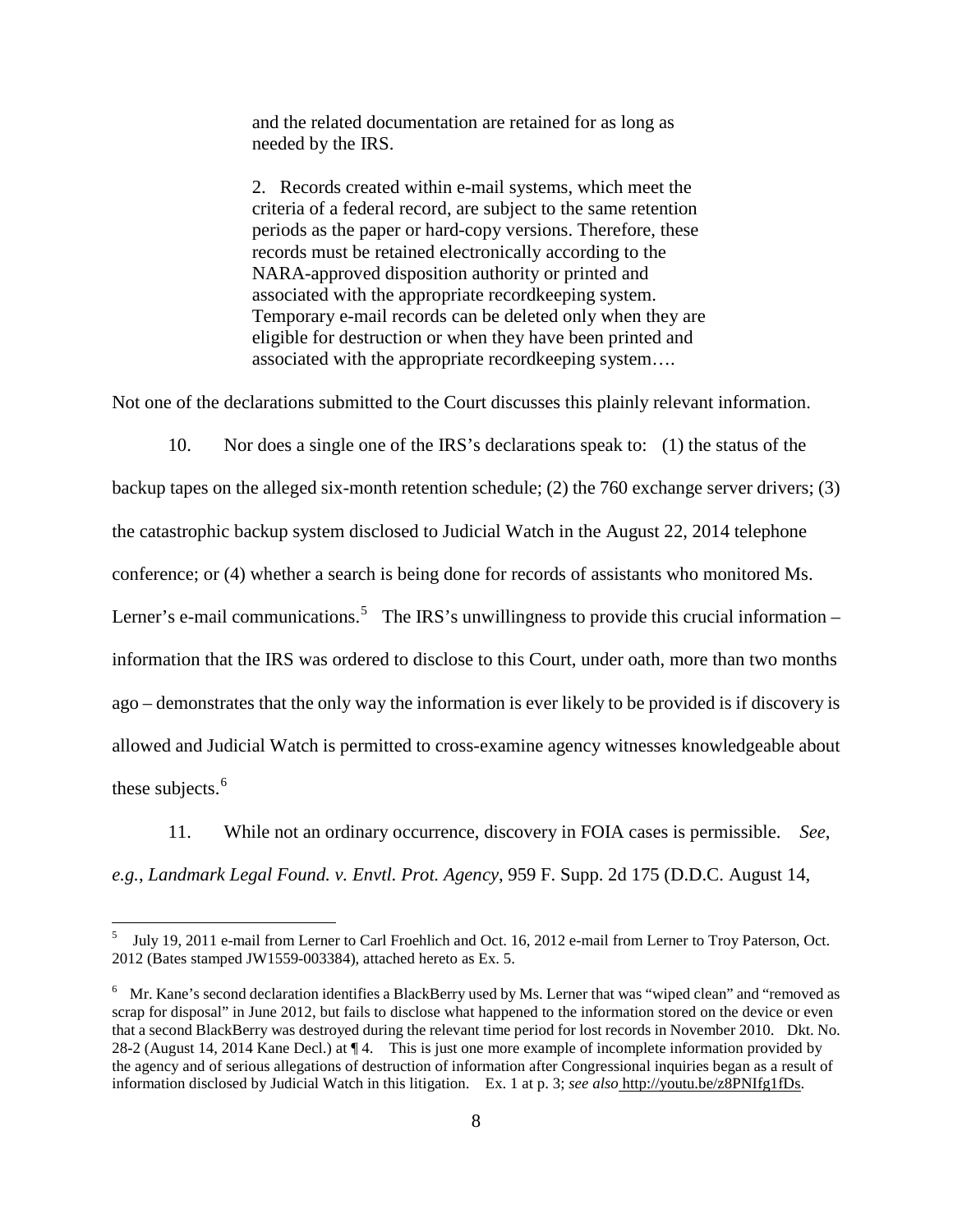> and the related documentation are retained for as long as needed by the IRS.
>
> 2. Records created within e-mail systems, which meet the criteria of a federal record, are subject to the same retention periods as the paper or hard-copy versions. Therefore, these records must be retained electronically according to the NARA-approved disposition authority or printed and associated with the appropriate recordkeeping system. Temporary e-mail records can be deleted only when they are eligible for destruction or when they have been printed and associated with the appropriate recordkeeping system….

Not one of the declarations submitted to the Court discusses this plainly relevant information.

10. Nor does a single one of the IRS's declarations speak to: (1) the status of the backup tapes on the alleged six-month retention schedule; (2) the 760 exchange server drivers; (3) the catastrophic backup system disclosed to Judicial Watch in the August 22, 2014 telephone conference; or (4) whether a search is being done for records of assistants who monitored Ms. Lerner's e-mail communications.[5] The IRS's unwillingness to provide this crucial information – information that the IRS was ordered to disclose to this Court, under oath, more than two months ago – demonstrates that the only way the information is ever likely to be provided is if discovery is allowed and Judicial Watch is permitted to cross-examine agency witnesses knowledgeable about these subjects.[6]

11. While not an ordinary occurrence, discovery in FOIA cases is permissible. *See, e.g.*, *Landmark Legal Found. v. Envtl. Prot. Agency*, 959 F. Supp. 2d 175 (D.D.C. August 14,

---

[5] July 19, 2011 e-mail from Lerner to Carl Froehlich and Oct. 16, 2012 e-mail from Lerner to Troy Paterson, Oct. 2012 (Bates stamped JW1559-003384), attached hereto as Ex. 5.

[6] Mr. Kane's second declaration identifies a BlackBerry used by Ms. Lerner that was "wiped clean" and "removed as scrap for disposal" in June 2012, but fails to disclose what happened to the information stored on the device or even that a second BlackBerry was destroyed during the relevant time period for lost records in November 2010. Dkt. No. 28-2 (August 14, 2014 Kane Decl.) at ¶ 4. This is just one more example of incomplete information provided by the agency and of serious allegations of destruction of information after Congressional inquiries began as a result of information disclosed by Judicial Watch in this litigation. Ex. 1 at p. 3; *see also* http://youtu.be/z8PNIfg1fDs.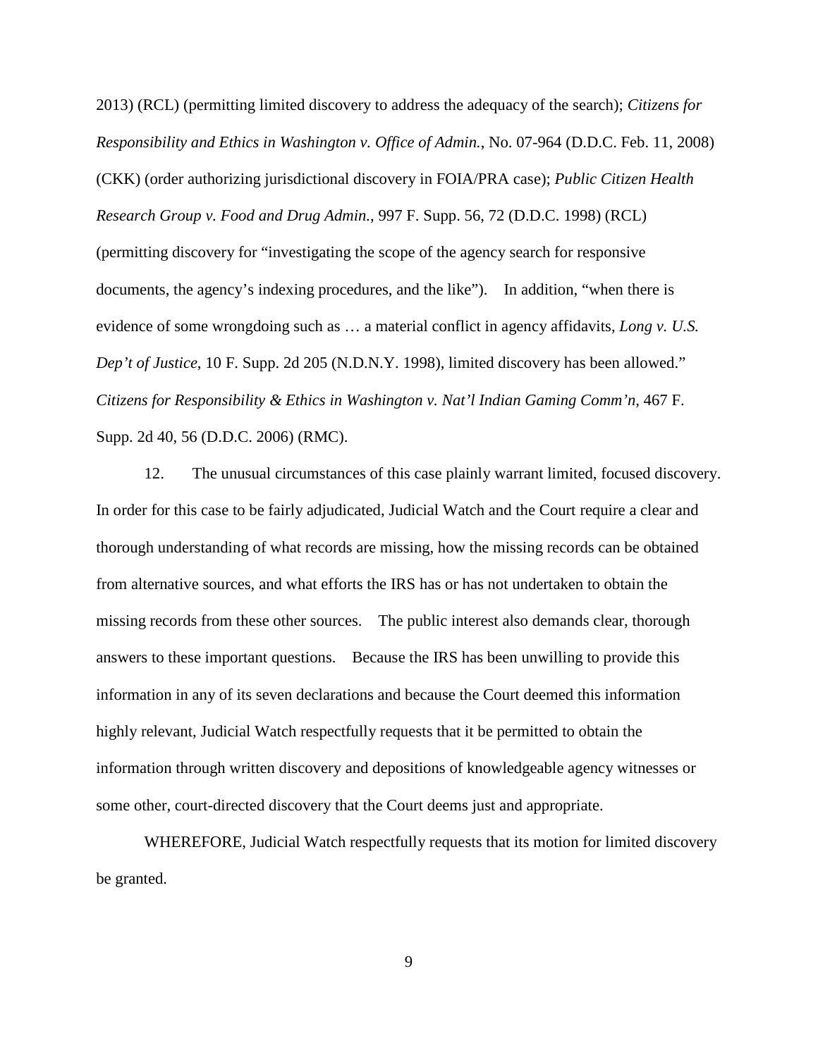2013) (RCL) (permitting limited discovery to address the adequacy of the search); *Citizens for Responsibility and Ethics in Washington v. Office of Admin.*, No. 07-964 (D.D.C. Feb. 11, 2008) (CKK) (order authorizing jurisdictional discovery in FOIA/PRA case); *Public Citizen Health Research Group v. Food and Drug Admin.*, 997 F. Supp. 56, 72 (D.D.C. 1998) (RCL) (permitting discovery for "investigating the scope of the agency search for responsive documents, the agency's indexing procedures, and the like"). In addition, "when there is evidence of some wrongdoing such as … a material conflict in agency affidavits, *Long v. U.S. Dep't of Justice*, 10 F. Supp. 2d 205 (N.D.N.Y. 1998), limited discovery has been allowed." *Citizens for Responsibility & Ethics in Washington v. Nat'l Indian Gaming Comm'n*, 467 F. Supp. 2d 40, 56 (D.D.C. 2006) (RMC).

12. The unusual circumstances of this case plainly warrant limited, focused discovery. In order for this case to be fairly adjudicated, Judicial Watch and the Court require a clear and thorough understanding of what records are missing, how the missing records can be obtained from alternative sources, and what efforts the IRS has or has not undertaken to obtain the missing records from these other sources. The public interest also demands clear, thorough answers to these important questions. Because the IRS has been unwilling to provide this information in any of its seven declarations and because the Court deemed this information highly relevant, Judicial Watch respectfully requests that it be permitted to obtain the information through written discovery and depositions of knowledgeable agency witnesses or some other, court-directed discovery that the Court deems just and appropriate.

WHEREFORE, Judicial Watch respectfully requests that its motion for limited discovery be granted.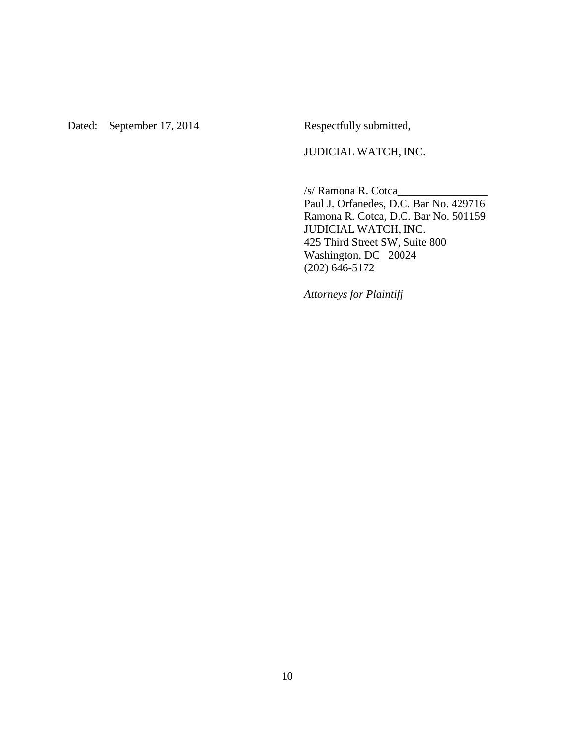Dated: September 17, 2014

Respectfully submitted,

JUDICIAL WATCH, INC.

/s/ Ramona R. Cotca
Paul J. Orfanedes, D.C. Bar No. 429716
Ramona R. Cotca, D.C. Bar No. 501159
JUDICIAL WATCH, INC.
425 Third Street SW, Suite 800
Washington, DC 20024
(202) 646-5172

*Attorneys for Plaintiff*